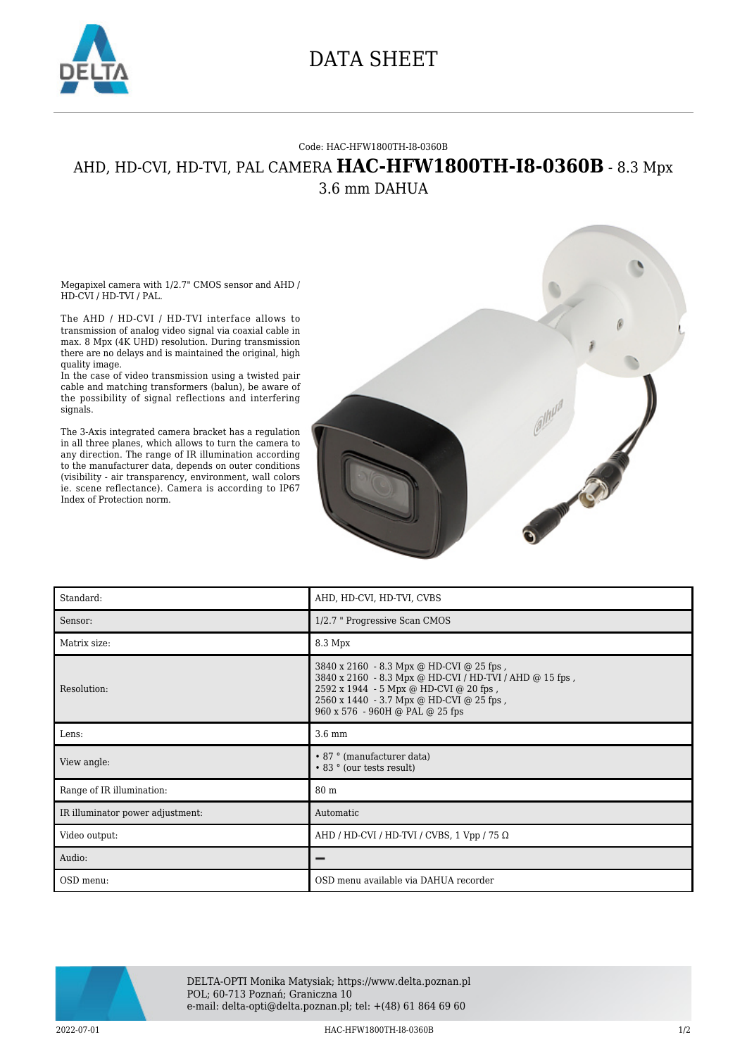# DATA SHEET

Code: HAC-HFW1800TH-I8-0360B

## AHD, HD-CVI, HD-TVI, PAL CAMERA **HAC-HFW1800TH-I8-0360B** - 8.3 Mpx 3.6 mm DAHUA

Megapixel camera with 1/2.7" CMOS sensor and AHD / HD-CVI / HD-TVI / PAL.

The AHD / HD-CVI / HD-TVI interface allows to transmission of analog video signal via coaxial cable in max. 8 Mpx (4K UHD) resolution. During transmission there are no delays and is maintained the original, high quality image.
In the case of video transmission using a twisted pair cable and matching transformers (balun), be aware of the possibility of signal reflections and interfering signals.

The 3-Axis integrated camera bracket has a regulation in all three planes, which allows to turn the camera to any direction. The range of IR illumination according to the manufacturer data, depends on outer conditions (visibility - air transparency, environment, wall colors ie. scene reflectance). Camera is according to IP67 Index of Protection norm.

| | |
|---|---|
| Standard: | AHD, HD-CVI, HD-TVI, CVBS |
| Sensor: | 1/2.7 " Progressive Scan CMOS |
| Matrix size: | 8.3 Mpx |
| Resolution: | 3840 x 2160 - 8.3 Mpx @ HD-CVI @ 25 fps ,<br>3840 x 2160 - 8.3 Mpx @ HD-CVI / HD-TVI / AHD @ 15 fps ,<br>2592 x 1944 - 5 Mpx @ HD-CVI @ 20 fps ,<br>2560 x 1440 - 3.7 Mpx @ HD-CVI @ 25 fps ,<br>960 x 576 - 960H @ PAL @ 25 fps |
| Lens: | 3.6 mm |
| View angle: | • 87 ° (manufacturer data)<br>• 83 ° (our tests result) |
| Range of IR illumination: | 80 m |
| IR illuminator power adjustment: | Automatic |
| Video output: | AHD / HD-CVI / HD-TVI / CVBS, 1 Vpp / 75 Ω |
| Audio: | — |
| OSD menu: | OSD menu available via DAHUA recorder |

DELTA-OPTI Monika Matysiak; https://www.delta.poznan.pl
POL; 60-713 Poznań; Graniczna 10
e-mail: delta-opti@delta.poznan.pl; tel: +(48) 61 864 69 60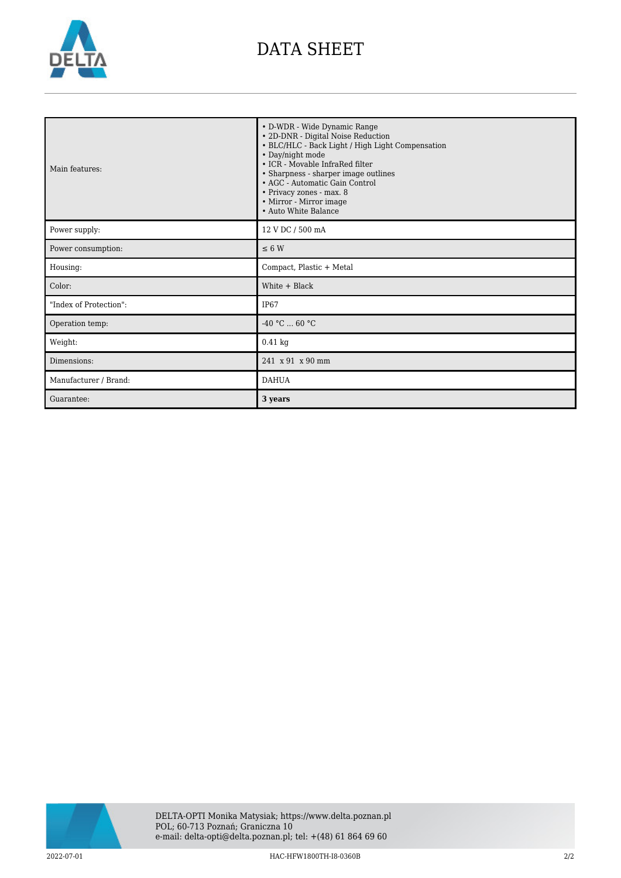# DATA SHEET

| | |
|---|---|
| Main features: | • D-WDR - Wide Dynamic Range<br>• 2D-DNR - Digital Noise Reduction<br>• BLC/HLC - Back Light / High Light Compensation<br>• Day/night mode<br>• ICR - Movable InfraRed filter<br>• Sharpness - sharper image outlines<br>• AGC - Automatic Gain Control<br>• Privacy zones - max. 8<br>• Mirror - Mirror image<br>• Auto White Balance |
| Power supply: | 12 V DC / 500 mA |
| Power consumption: | ≤ 6 W |
| Housing: | Compact, Plastic + Metal |
| Color: | White + Black |
| "Index of Protection": | IP67 |
| Operation temp: | -40 °C ... 60 °C |
| Weight: | 0.41 kg |
| Dimensions: | 241 x 91 x 90 mm |
| Manufacturer / Brand: | DAHUA |
| Guarantee: | **3 years** |

DELTA-OPTI Monika Matysiak; https://www.delta.poznan.pl
POL; 60-713 Poznań; Graniczna 10
e-mail: delta-opti@delta.poznan.pl; tel: +(48) 61 864 69 60

2022-07-01 HAC-HFW1800TH-I8-0360B